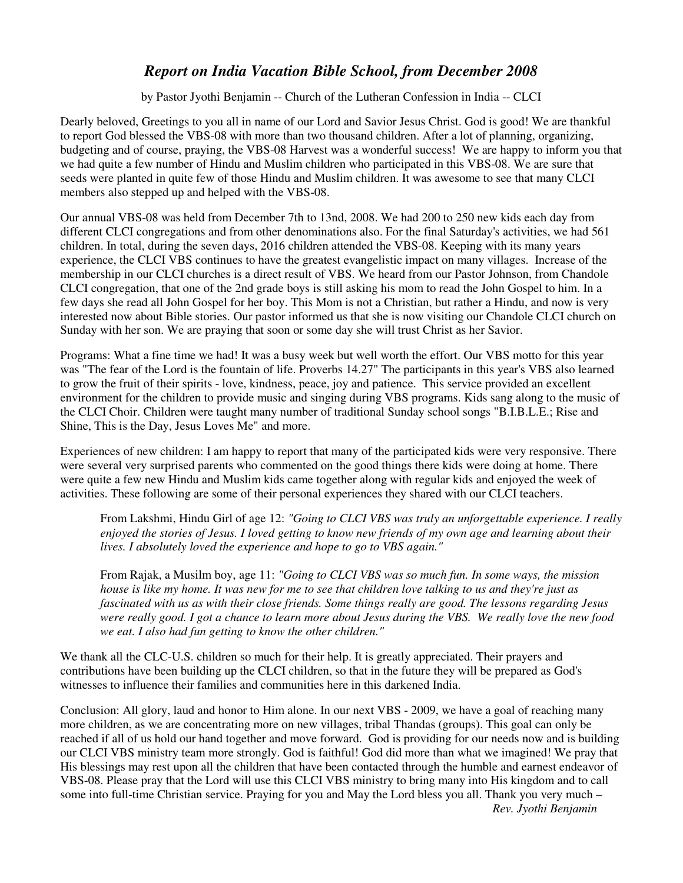# *Report on India Vacation Bible School, from December 2008*

by Pastor Jyothi Benjamin -- Church of the Lutheran Confession in India -- CLCI

Dearly beloved, Greetings to you all in name of our Lord and Savior Jesus Christ. God is good! We are thankful to report God blessed the VBS-08 with more than two thousand children. After a lot of planning, organizing, budgeting and of course, praying, the VBS-08 Harvest was a wonderful success! We are happy to inform you that we had quite a few number of Hindu and Muslim children who participated in this VBS-08. We are sure that seeds were planted in quite few of those Hindu and Muslim children. It was awesome to see that many CLCI members also stepped up and helped with the VBS-08.

Our annual VBS-08 was held from December 7th to 13nd, 2008. We had 200 to 250 new kids each day from different CLCI congregations and from other denominations also. For the final Saturday's activities, we had 561 children. In total, during the seven days, 2016 children attended the VBS-08. Keeping with its many years experience, the CLCI VBS continues to have the greatest evangelistic impact on many villages. Increase of the membership in our CLCI churches is a direct result of VBS. We heard from our Pastor Johnson, from Chandole CLCI congregation, that one of the 2nd grade boys is still asking his mom to read the John Gospel to him. In a few days she read all John Gospel for her boy. This Mom is not a Christian, but rather a Hindu, and now is very interested now about Bible stories. Our pastor informed us that she is now visiting our Chandole CLCI church on Sunday with her son. We are praying that soon or some day she will trust Christ as her Savior.

Programs: What a fine time we had! It was a busy week but well worth the effort. Our VBS motto for this year was "The fear of the Lord is the fountain of life. Proverbs 14.27" The participants in this year's VBS also learned to grow the fruit of their spirits - love, kindness, peace, joy and patience. This service provided an excellent environment for the children to provide music and singing during VBS programs. Kids sang along to the music of the CLCI Choir. Children were taught many number of traditional Sunday school songs "B.I.B.L.E.; Rise and Shine, This is the Day, Jesus Loves Me" and more.

Experiences of new children: I am happy to report that many of the participated kids were very responsive. There were several very surprised parents who commented on the good things there kids were doing at home. There were quite a few new Hindu and Muslim kids came together along with regular kids and enjoyed the week of activities. These following are some of their personal experiences they shared with our CLCI teachers.

> From Lakshmi, Hindu Girl of age 12: *"Going to CLCI VBS was truly an unforgettable experience. I really enjoyed the stories of Jesus. I loved getting to know new friends of my own age and learning about their lives. I absolutely loved the experience and hope to go to VBS again."*
>
> From Rajak, a Musilm boy, age 11: *"Going to CLCI VBS was so much fun. In some ways, the mission house is like my home. It was new for me to see that children love talking to us and they're just as fascinated with us as with their close friends. Some things really are good. The lessons regarding Jesus were really good. I got a chance to learn more about Jesus during the VBS. We really love the new food we eat. I also had fun getting to know the other children."*

We thank all the CLC-U.S. children so much for their help. It is greatly appreciated. Their prayers and contributions have been building up the CLCI children, so that in the future they will be prepared as God's witnesses to influence their families and communities here in this darkened India.

Conclusion: All glory, laud and honor to Him alone. In our next VBS - 2009, we have a goal of reaching many more children, as we are concentrating more on new villages, tribal Thandas (groups). This goal can only be reached if all of us hold our hand together and move forward. God is providing for our needs now and is building our CLCI VBS ministry team more strongly. God is faithful! God did more than what we imagined! We pray that His blessings may rest upon all the children that have been contacted through the humble and earnest endeavor of VBS-08. Please pray that the Lord will use this CLCI VBS ministry to bring many into His kingdom and to call some into full-time Christian service. Praying for you and May the Lord bless you all. Thank you very much –

*Rev. Jyothi Benjamin*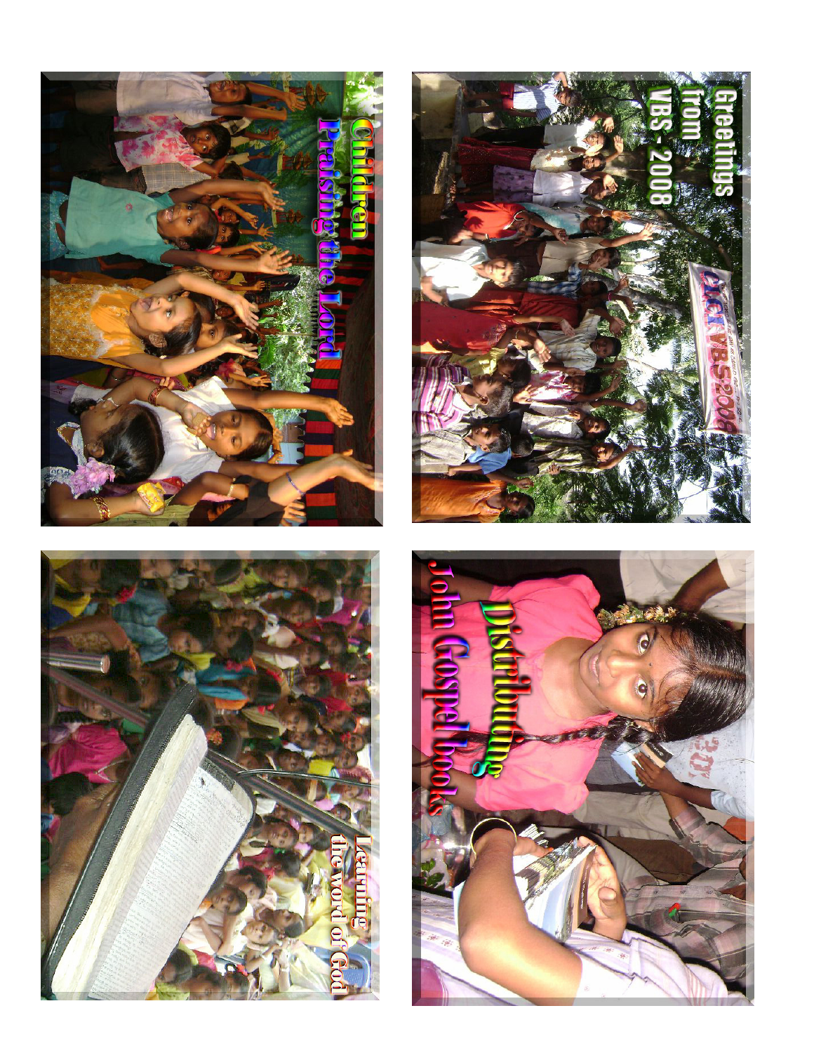Greetings from VBS - 2008

Distributing John Gospel books

Children Praising the Lord

Learning the word of God